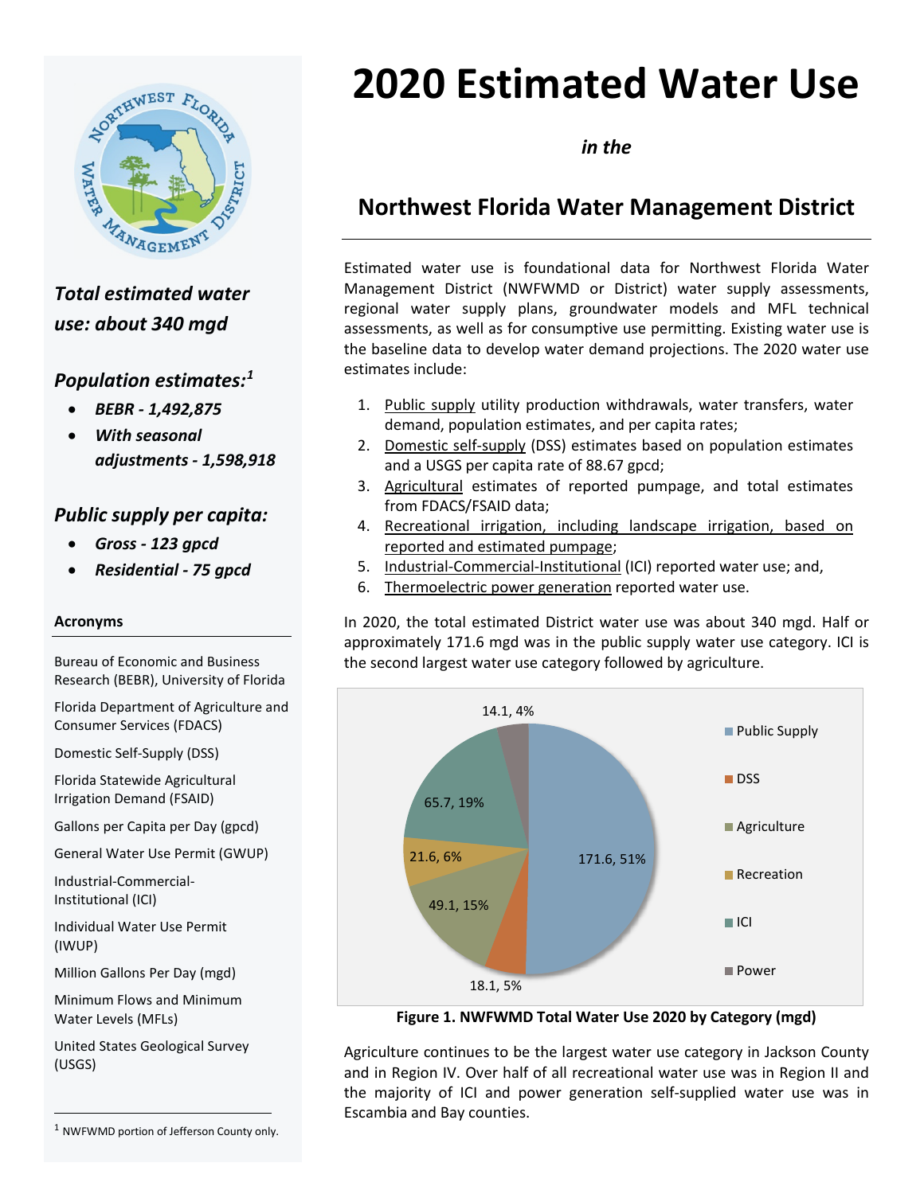# 2020 Estimated Water Use

*in the*

## Northwest Florida Water Management District

Estimated water use is foundational data for Northwest Florida Water Management District (NWFWMD or District) water supply assessments, regional water supply plans, groundwater models and MFL technical assessments, as well as for consumptive use permitting. Existing water use is the baseline data to develop water demand projections. The 2020 water use estimates include:

1. Public supply utility production withdrawals, water transfers, water demand, population estimates, and per capita rates;
2. Domestic self-supply (DSS) estimates based on population estimates and a USGS per capita rate of 88.67 gpcd;
3. Agricultural estimates of reported pumpage, and total estimates from FDACS/FSAID data;
4. Recreational irrigation, including landscape irrigation, based on reported and estimated pumpage;
5. Industrial-Commercial-Institutional (ICI) reported water use; and,
6. Thermoelectric power generation reported water use.

In 2020, the total estimated District water use was about 340 mgd. Half or approximately 171.6 mgd was in the public supply water use category. ICI is the second largest water use category followed by agriculture.

| Category | mgd | Percent |
|---|---|---|
| Public Supply | 171.6 | 51% |
| DSS | 18.1 | 5% |
| Agriculture | 49.1 | 15% |
| Recreation | 21.6 | 6% |
| ICI | 65.7 | 19% |
| Power | 14.1 | 4% |

**Figure 1. NWFWMD Total Water Use 2020 by Category (mgd)**

Agriculture continues to be the largest water use category in Jackson County and in Region IV. Over half of all recreational water use was in Region II and the majority of ICI and power generation self-supplied water use was in Escambia and Bay counties.

***Total estimated water use: about 340 mgd***

***Population estimates:[1]***

- ***BEBR - 1,492,875***
- ***With seasonal adjustments - 1,598,918***

***Public supply per capita:***

- ***Gross - 123 gpcd***
- ***Residential - 75 gpcd***

**Acronyms**

Bureau of Economic and Business Research (BEBR), University of Florida

Florida Department of Agriculture and Consumer Services (FDACS)

Domestic Self-Supply (DSS)

Florida Statewide Agricultural Irrigation Demand (FSAID)

Gallons per Capita per Day (gpcd)

General Water Use Permit (GWUP)

Industrial-Commercial-Institutional (ICI)

Individual Water Use Permit (IWUP)

Million Gallons Per Day (mgd)

Minimum Flows and Minimum Water Levels (MFLs)

United States Geological Survey (USGS)

[1] NWFWMD portion of Jefferson County only.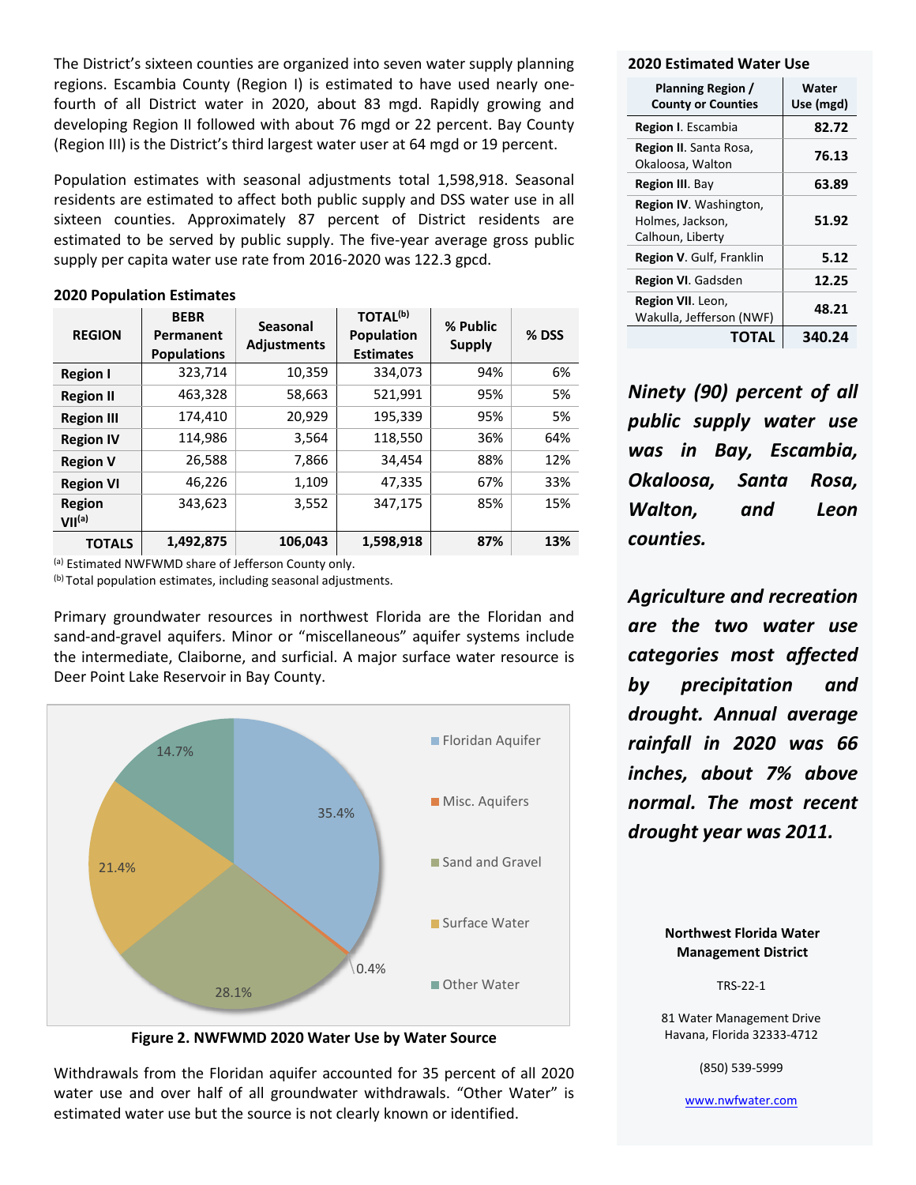The District's sixteen counties are organized into seven water supply planning regions. Escambia County (Region I) is estimated to have used nearly one-fourth of all District water in 2020, about 83 mgd. Rapidly growing and developing Region II followed with about 76 mgd or 22 percent. Bay County (Region III) is the District's third largest water user at 64 mgd or 19 percent.

Population estimates with seasonal adjustments total 1,598,918. Seasonal residents are estimated to affect both public supply and DSS water use in all sixteen counties. Approximately 87 percent of District residents are estimated to be served by public supply. The five-year average gross public supply per capita water use rate from 2016-2020 was 122.3 gpcd.

**2020 Population Estimates**

| REGION | BEBR Permanent Populations | Seasonal Adjustments | TOTAL[b] Population Estimates | % Public Supply | % DSS |
|---|---|---|---|---|---|
| **Region I** | 323,714 | 10,359 | 334,073 | 94% | 6% |
| **Region II** | 463,328 | 58,663 | 521,991 | 95% | 5% |
| **Region III** | 174,410 | 20,929 | 195,339 | 95% | 5% |
| **Region IV** | 114,986 | 3,564 | 118,550 | 36% | 64% |
| **Region V** | 26,588 | 7,866 | 34,454 | 88% | 12% |
| **Region VI** | 46,226 | 1,109 | 47,335 | 67% | 33% |
| **Region VII[a]** | 343,623 | 3,552 | 347,175 | 85% | 15% |
| **TOTALS** | **1,492,875** | **106,043** | **1,598,918** | **87%** | **13%** |

[a] Estimated NWFWMD share of Jefferson County only.
[b] Total population estimates, including seasonal adjustments.

Primary groundwater resources in northwest Florida are the Floridan and sand-and-gravel aquifers. Minor or "miscellaneous" aquifer systems include the intermediate, Claiborne, and surficial. A major surface water resource is Deer Point Lake Reservoir in Bay County.

Floridan Aquifer
Misc. Aquifers
Sand and Gravel
Surface Water
Other Water

35.4%
0.4%
28.1%
21.4%
14.7%

**Figure 2. NWFWMD 2020 Water Use by Water Source**

Withdrawals from the Floridan aquifer accounted for 35 percent of all 2020 water use and over half of all groundwater withdrawals. "Other Water" is estimated water use but the source is not clearly known or identified.

**2020 Estimated Water Use**

| Planning Region / County or Counties | Water Use (mgd) |
|---|---|
| **Region I**. Escambia | **82.72** |
| **Region II**. Santa Rosa, Okaloosa, Walton | **76.13** |
| **Region III**. Bay | **63.89** |
| **Region IV**. Washington, Holmes, Jackson, Calhoun, Liberty | **51.92** |
| **Region V**. Gulf, Franklin | **5.12** |
| **Region VI**. Gadsden | **12.25** |
| **Region VII**. Leon, Wakulla, Jefferson (NWF) | **48.21** |
| **TOTAL** | **340.24** |

***Ninety (90) percent of all public supply water use was in Bay, Escambia, Okaloosa, Santa Rosa, Walton, and Leon counties.***

***Agriculture and recreation are the two water use categories most affected by precipitation and drought. Annual average rainfall in 2020 was 66 inches, about 7% above normal. The most recent drought year was 2011.***

**Northwest Florida Water Management District**

TRS-22-1

81 Water Management Drive
Havana, Florida 32333-4712

(850) 539-5999

www.nwfwater.com